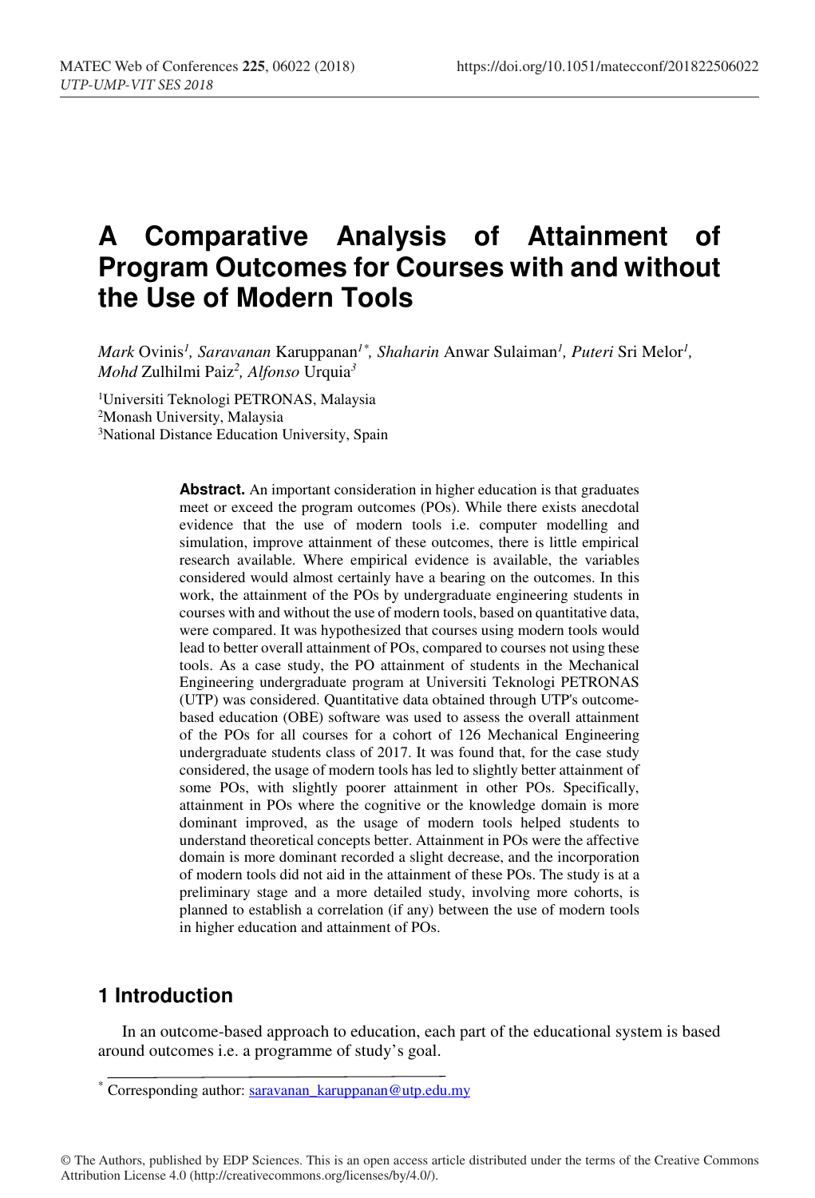# A Comparative Analysis of Attainment of Program Outcomes for Courses with and without the Use of Modern Tools

*Mark* Ovinis[1], *Saravanan* Karuppanan[1*], *Shaharin* Anwar Sulaiman[1], *Puteri* Sri Melor[1], *Mohd* Zulhilmi Paiz[2], *Alfonso* Urquia[3]

[1]Universiti Teknologi PETRONAS, Malaysia
[2]Monash University, Malaysia
[3]National Distance Education University, Spain

**Abstract.** An important consideration in higher education is that graduates meet or exceed the program outcomes (POs). While there exists anecdotal evidence that the use of modern tools i.e. computer modelling and simulation, improve attainment of these outcomes, there is little empirical research available. Where empirical evidence is available, the variables considered would almost certainly have a bearing on the outcomes. In this work, the attainment of the POs by undergraduate engineering students in courses with and without the use of modern tools, based on quantitative data, were compared. It was hypothesized that courses using modern tools would lead to better overall attainment of POs, compared to courses not using these tools. As a case study, the PO attainment of students in the Mechanical Engineering undergraduate program at Universiti Teknologi PETRONAS (UTP) was considered. Quantitative data obtained through UTP's outcome-based education (OBE) software was used to assess the overall attainment of the POs for all courses for a cohort of 126 Mechanical Engineering undergraduate students class of 2017. It was found that, for the case study considered, the usage of modern tools has led to slightly better attainment of some POs, with slightly poorer attainment in other POs. Specifically, attainment in POs where the cognitive or the knowledge domain is more dominant improved, as the usage of modern tools helped students to understand theoretical concepts better. Attainment in POs were the affective domain is more dominant recorded a slight decrease, and the incorporation of modern tools did not aid in the attainment of these POs. The study is at a preliminary stage and a more detailed study, involving more cohorts, is planned to establish a correlation (if any) between the use of modern tools in higher education and attainment of POs.

## 1 Introduction

In an outcome-based approach to education, each part of the educational system is based around outcomes i.e. a programme of study's goal.

\* Corresponding author: saravanan_karuppanan@utp.edu.my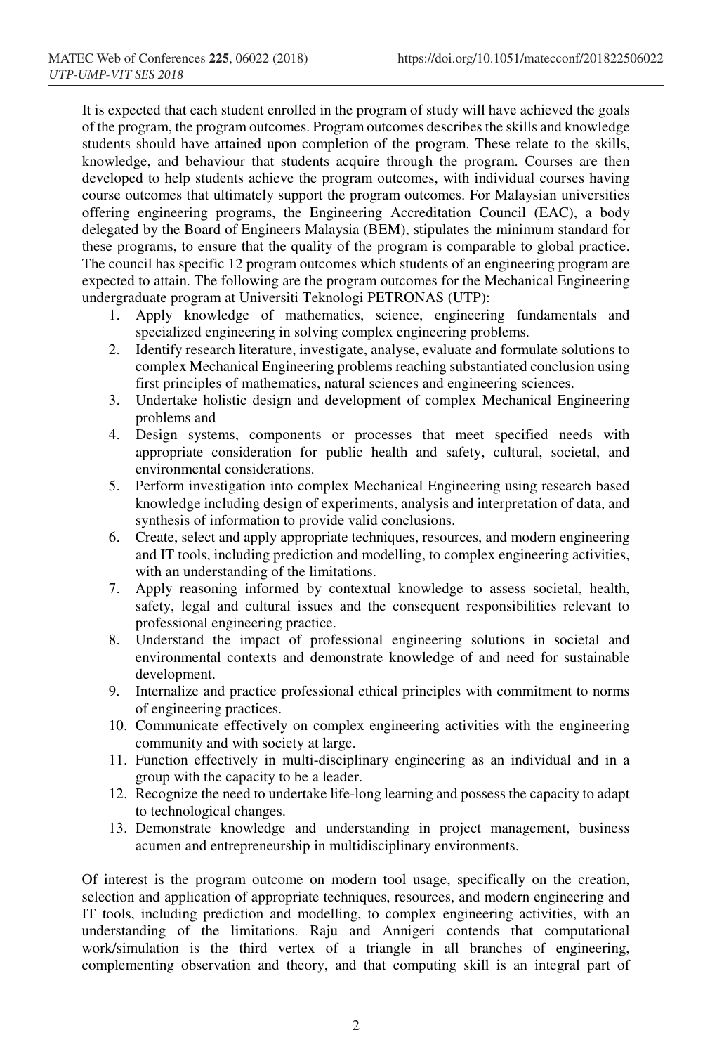It is expected that each student enrolled in the program of study will have achieved the goals of the program, the program outcomes. Program outcomes describes the skills and knowledge students should have attained upon completion of the program. These relate to the skills, knowledge, and behaviour that students acquire through the program. Courses are then developed to help students achieve the program outcomes, with individual courses having course outcomes that ultimately support the program outcomes. For Malaysian universities offering engineering programs, the Engineering Accreditation Council (EAC), a body delegated by the Board of Engineers Malaysia (BEM), stipulates the minimum standard for these programs, to ensure that the quality of the program is comparable to global practice. The council has specific 12 program outcomes which students of an engineering program are expected to attain. The following are the program outcomes for the Mechanical Engineering undergraduate program at Universiti Teknologi PETRONAS (UTP):

1. Apply knowledge of mathematics, science, engineering fundamentals and specialized engineering in solving complex engineering problems.
2. Identify research literature, investigate, analyse, evaluate and formulate solutions to complex Mechanical Engineering problems reaching substantiated conclusion using first principles of mathematics, natural sciences and engineering sciences.
3. Undertake holistic design and development of complex Mechanical Engineering problems and
4. Design systems, components or processes that meet specified needs with appropriate consideration for public health and safety, cultural, societal, and environmental considerations.
5. Perform investigation into complex Mechanical Engineering using research based knowledge including design of experiments, analysis and interpretation of data, and synthesis of information to provide valid conclusions.
6. Create, select and apply appropriate techniques, resources, and modern engineering and IT tools, including prediction and modelling, to complex engineering activities, with an understanding of the limitations.
7. Apply reasoning informed by contextual knowledge to assess societal, health, safety, legal and cultural issues and the consequent responsibilities relevant to professional engineering practice.
8. Understand the impact of professional engineering solutions in societal and environmental contexts and demonstrate knowledge of and need for sustainable development.
9. Internalize and practice professional ethical principles with commitment to norms of engineering practices.
10. Communicate effectively on complex engineering activities with the engineering community and with society at large.
11. Function effectively in multi-disciplinary engineering as an individual and in a group with the capacity to be a leader.
12. Recognize the need to undertake life-long learning and possess the capacity to adapt to technological changes.
13. Demonstrate knowledge and understanding in project management, business acumen and entrepreneurship in multidisciplinary environments.

Of interest is the program outcome on modern tool usage, specifically on the creation, selection and application of appropriate techniques, resources, and modern engineering and IT tools, including prediction and modelling, to complex engineering activities, with an understanding of the limitations. Raju and Annigeri contends that computational work/simulation is the third vertex of a triangle in all branches of engineering, complementing observation and theory, and that computing skill is an integral part of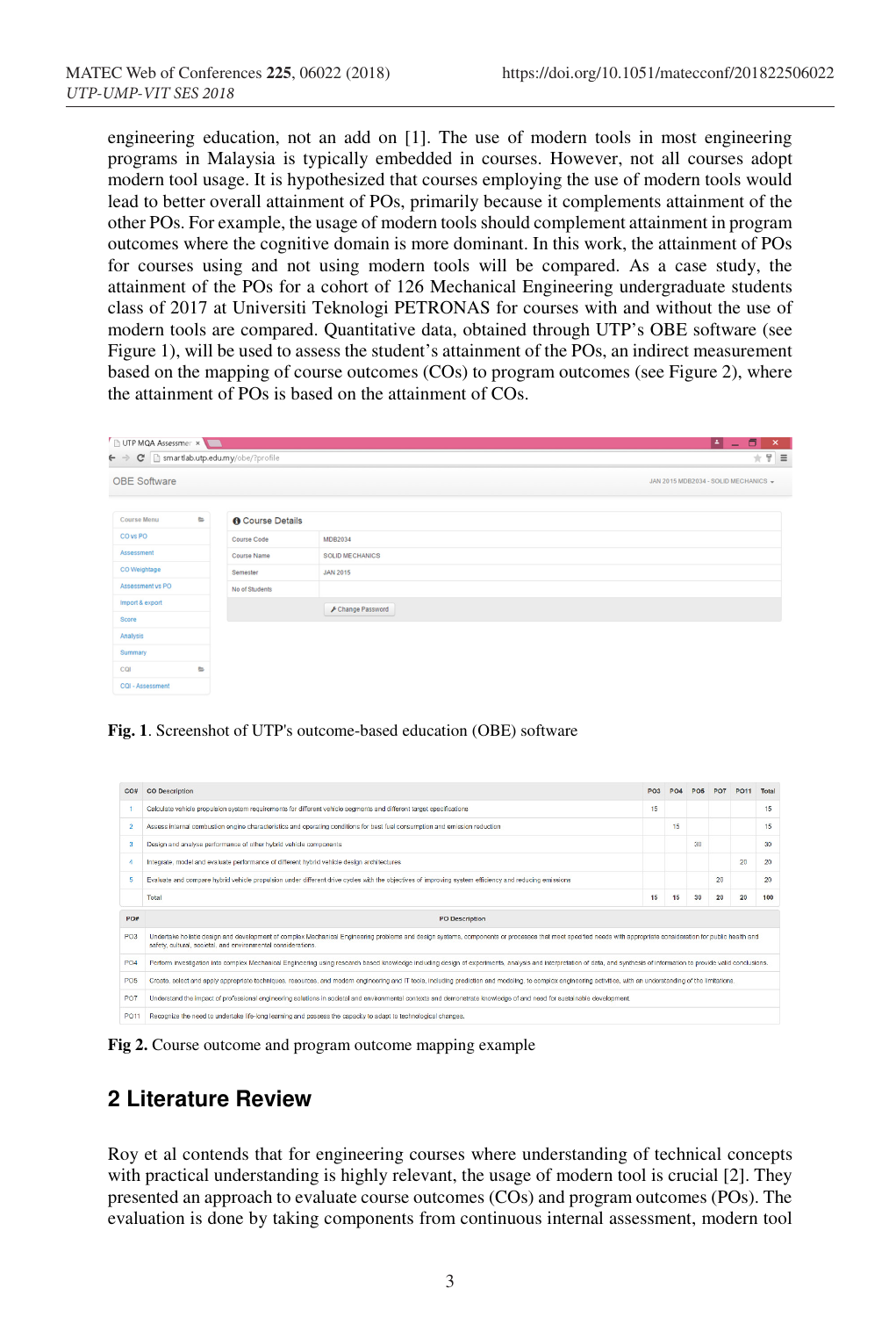engineering education, not an add on [1]. The use of modern tools in most engineering programs in Malaysia is typically embedded in courses. However, not all courses adopt modern tool usage. It is hypothesized that courses employing the use of modern tools would lead to better overall attainment of POs, primarily because it complements attainment of the other POs. For example, the usage of modern tools should complement attainment in program outcomes where the cognitive domain is more dominant. In this work, the attainment of POs for courses using and not using modern tools will be compared. As a case study, the attainment of the POs for a cohort of 126 Mechanical Engineering undergraduate students class of 2017 at Universiti Teknologi PETRONAS for courses with and without the use of modern tools are compared. Quantitative data, obtained through UTP's OBE software (see Figure 1), will be used to assess the student's attainment of the POs, an indirect measurement based on the mapping of course outcomes (COs) to program outcomes (see Figure 2), where the attainment of POs is based on the attainment of COs.

**Fig. 1**. Screenshot of UTP's outcome-based education (OBE) software

| CO# | CO Description | PO3 | PO4 | PO5 | PO7 | PO11 | Total |
|---|---|---|---|---|---|---|---|
| 1 | Calculate vehicle propulsion system requirements for different vehicle segments and different target specifications | 15 | | | | | 15 |
| 2 | Assess internal combustion engine characteristics and operating conditions for best fuel consumption and emission reduction | | 15 | | | | 15 |
| 3 | Design and analyse performance of other hybrid vehicle components | | | 30 | | | 30 |
| 4 | Integrate, model and evaluate performance of different hybrid vehicle design architectures | | | | | 20 | 20 |
| 5 | Evaluate and compare hybrid vehicle propulsion under different drive cycles with the objectives of improving system efficiency and reducing emissions | | | | 20 | | 20 |
| | Total | 15 | 15 | 30 | 20 | 20 | 100 |

| PO# | PO Description |
|---|---|
| PO3 | Undertake holistic design and development of complex Mechanical Engineering problems and design systems, components or processes that meet specified needs with appropriate consideration for public health and safety, cultural, societal, and environmental considerations. |
| PO4 | Perform investigation into complex Mechanical Engineering using research based knowledge including design of experiments, analysis and interpretation of data, and synthesis of information to provide valid conclusions. |
| PO5 | Create, select and apply appropriate techniques, resources, and modern engineering and IT tools, including prediction and modeling, to complex engineering activities, with an understanding of the limitations. |
| PO7 | Understand the impact of professional engineering solutions in societal and environmental contexts and demonstrate knowledge of and need for sustainable development. |
| PO11 | Recognize the need to undertake life-long learning and possess the capacity to adapt to technological changes. |

**Fig 2.** Course outcome and program outcome mapping example

## 2 Literature Review

Roy et al contends that for engineering courses where understanding of technical concepts with practical understanding is highly relevant, the usage of modern tool is crucial [2]. They presented an approach to evaluate course outcomes (COs) and program outcomes (POs). The evaluation is done by taking components from continuous internal assessment, modern tool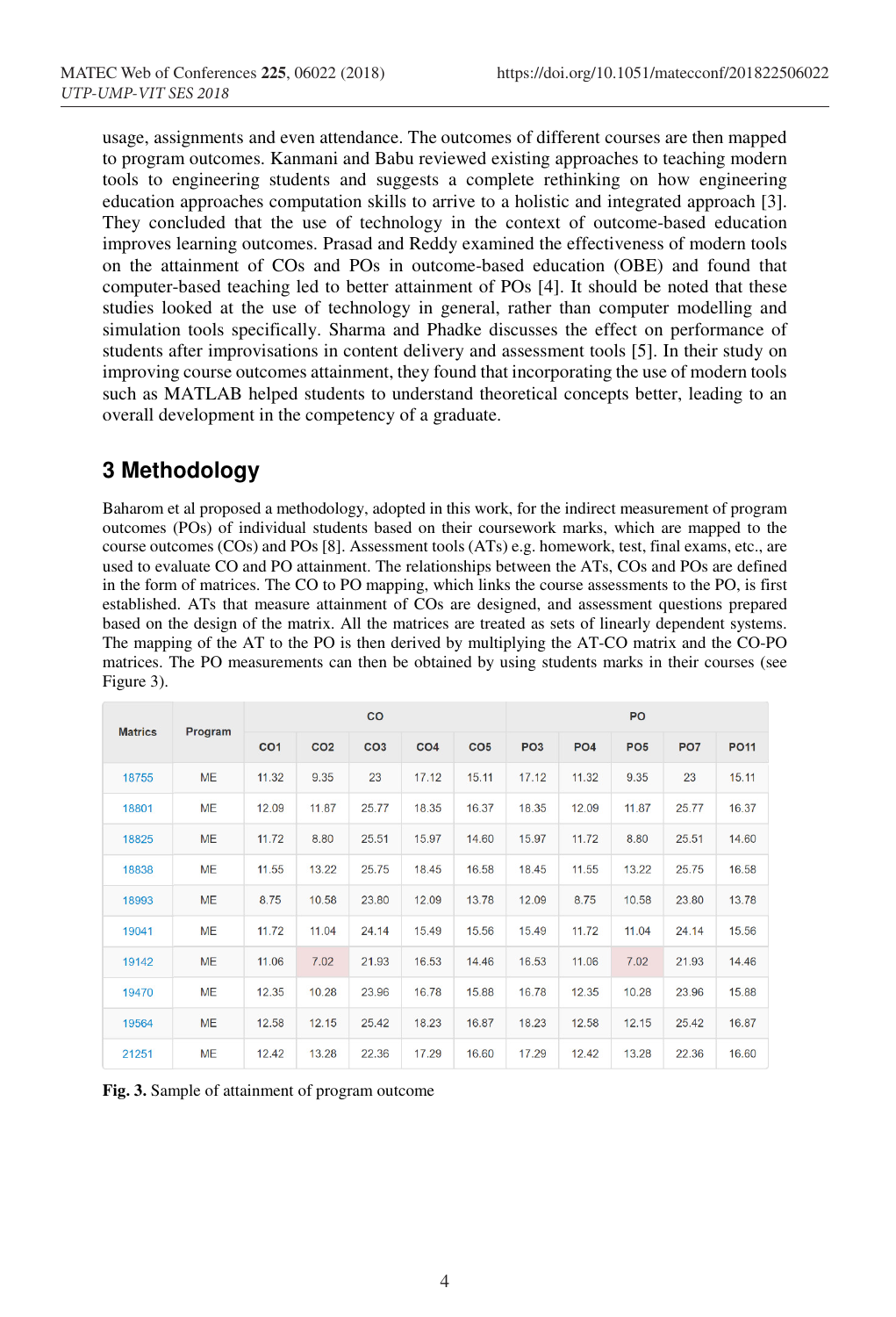usage, assignments and even attendance. The outcomes of different courses are then mapped to program outcomes. Kanmani and Babu reviewed existing approaches to teaching modern tools to engineering students and suggests a complete rethinking on how engineering education approaches computation skills to arrive to a holistic and integrated approach [3]. They concluded that the use of technology in the context of outcome-based education improves learning outcomes. Prasad and Reddy examined the effectiveness of modern tools on the attainment of COs and POs in outcome-based education (OBE) and found that computer-based teaching led to better attainment of POs [4]. It should be noted that these studies looked at the use of technology in general, rather than computer modelling and simulation tools specifically. Sharma and Phadke discusses the effect on performance of students after improvisations in content delivery and assessment tools [5]. In their study on improving course outcomes attainment, they found that incorporating the use of modern tools such as MATLAB helped students to understand theoretical concepts better, leading to an overall development in the competency of a graduate.

## 3 Methodology

Baharom et al proposed a methodology, adopted in this work, for the indirect measurement of program outcomes (POs) of individual students based on their coursework marks, which are mapped to the course outcomes (COs) and POs [8]. Assessment tools (ATs) e.g. homework, test, final exams, etc., are used to evaluate CO and PO attainment. The relationships between the ATs, COs and POs are defined in the form of matrices. The CO to PO mapping, which links the course assessments to the PO, is first established. ATs that measure attainment of COs are designed, and assessment questions prepared based on the design of the matrix. All the matrices are treated as sets of linearly dependent systems. The mapping of the AT to the PO is then derived by multiplying the AT-CO matrix and the CO-PO matrices. The PO measurements can then be obtained by using students marks in their courses (see Figure 3).

| Matrics | Program | CO | | | | | PO | | | | |
|---|---|---|---|---|---|---|---|---|---|---|---|
| | | CO1 | CO2 | CO3 | CO4 | CO5 | PO3 | PO4 | PO5 | PO7 | PO11 |
| 18755 | ME | 11.32 | 9.35 | 23 | 17.12 | 15.11 | 17.12 | 11.32 | 9.35 | 23 | 15.11 |
| 18801 | ME | 12.09 | 11.87 | 25.77 | 18.35 | 16.37 | 18.35 | 12.09 | 11.87 | 25.77 | 16.37 |
| 18825 | ME | 11.72 | 8.80 | 25.51 | 15.97 | 14.60 | 15.97 | 11.72 | 8.80 | 25.51 | 14.60 |
| 18838 | ME | 11.55 | 13.22 | 25.75 | 18.45 | 16.58 | 18.45 | 11.55 | 13.22 | 25.75 | 16.58 |
| 18993 | ME | 8.75 | 10.58 | 23.80 | 12.09 | 13.78 | 12.09 | 8.75 | 10.58 | 23.80 | 13.78 |
| 19041 | ME | 11.72 | 11.04 | 24.14 | 15.49 | 15.56 | 15.49 | 11.72 | 11.04 | 24.14 | 15.56 |
| 19142 | ME | 11.06 | 7.02 | 21.93 | 16.53 | 14.46 | 16.53 | 11.06 | 7.02 | 21.93 | 14.46 |
| 19470 | ME | 12.35 | 10.28 | 23.96 | 16.78 | 15.88 | 16.78 | 12.35 | 10.28 | 23.96 | 15.88 |
| 19564 | ME | 12.58 | 12.15 | 25.42 | 18.23 | 16.87 | 18.23 | 12.58 | 12.15 | 25.42 | 16.87 |
| 21251 | ME | 12.42 | 13.28 | 22.36 | 17.29 | 16.60 | 17.29 | 12.42 | 13.28 | 22.36 | 16.60 |

**Fig. 3.** Sample of attainment of program outcome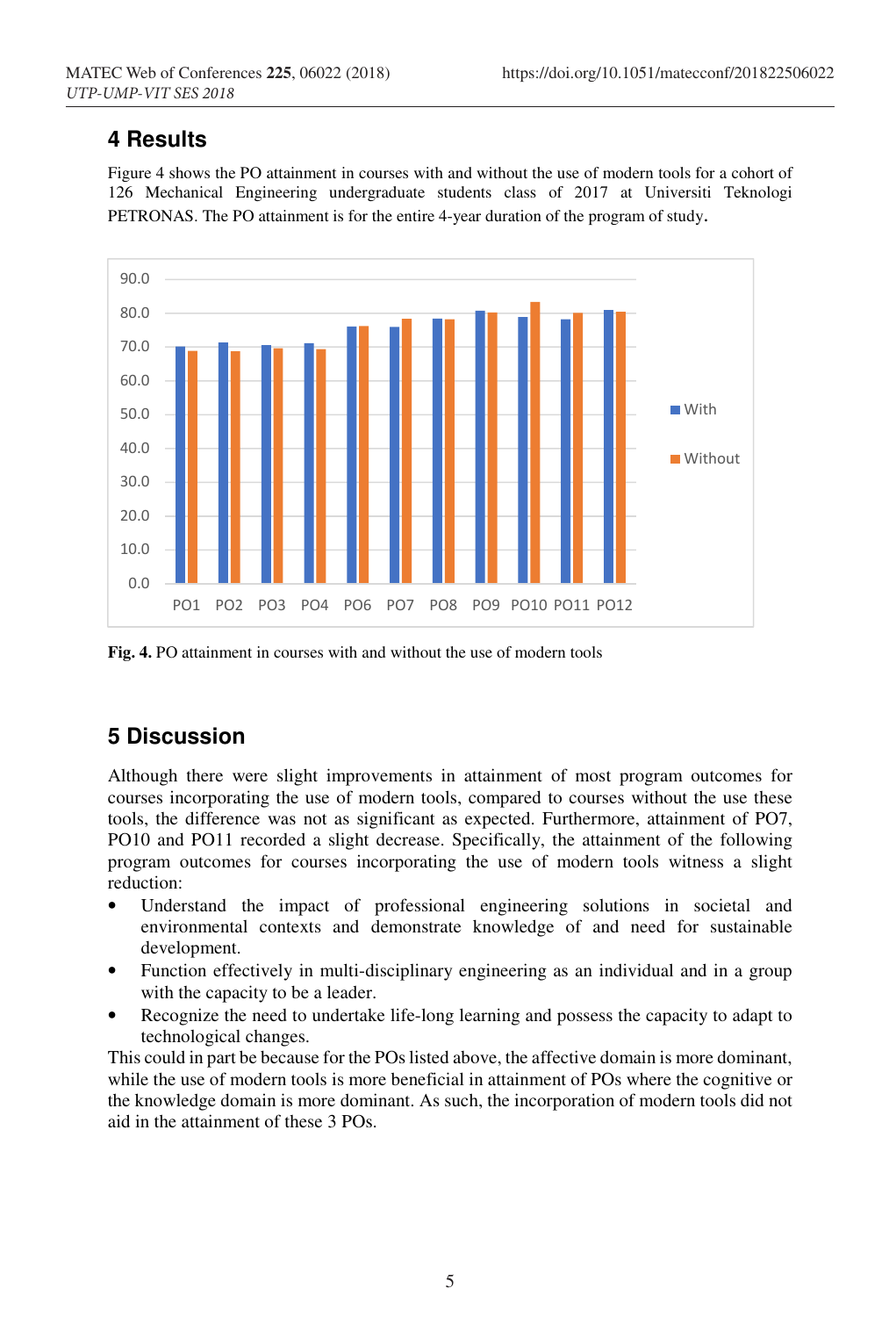## 4 Results

Figure 4 shows the PO attainment in courses with and without the use of modern tools for a cohort of 126 Mechanical Engineering undergraduate students class of 2017 at Universiti Teknologi PETRONAS. The PO attainment is for the entire 4-year duration of the program of study.

**Fig. 4.** PO attainment in courses with and without the use of modern tools

## 5 Discussion

Although there were slight improvements in attainment of most program outcomes for courses incorporating the use of modern tools, compared to courses without the use these tools, the difference was not as significant as expected. Furthermore, attainment of PO7, PO10 and PO11 recorded a slight decrease. Specifically, the attainment of the following program outcomes for courses incorporating the use of modern tools witness a slight reduction:

- Understand the impact of professional engineering solutions in societal and environmental contexts and demonstrate knowledge of and need for sustainable development.
- Function effectively in multi-disciplinary engineering as an individual and in a group with the capacity to be a leader.
- Recognize the need to undertake life-long learning and possess the capacity to adapt to technological changes.

This could in part be because for the POs listed above, the affective domain is more dominant, while the use of modern tools is more beneficial in attainment of POs where the cognitive or the knowledge domain is more dominant. As such, the incorporation of modern tools did not aid in the attainment of these 3 POs.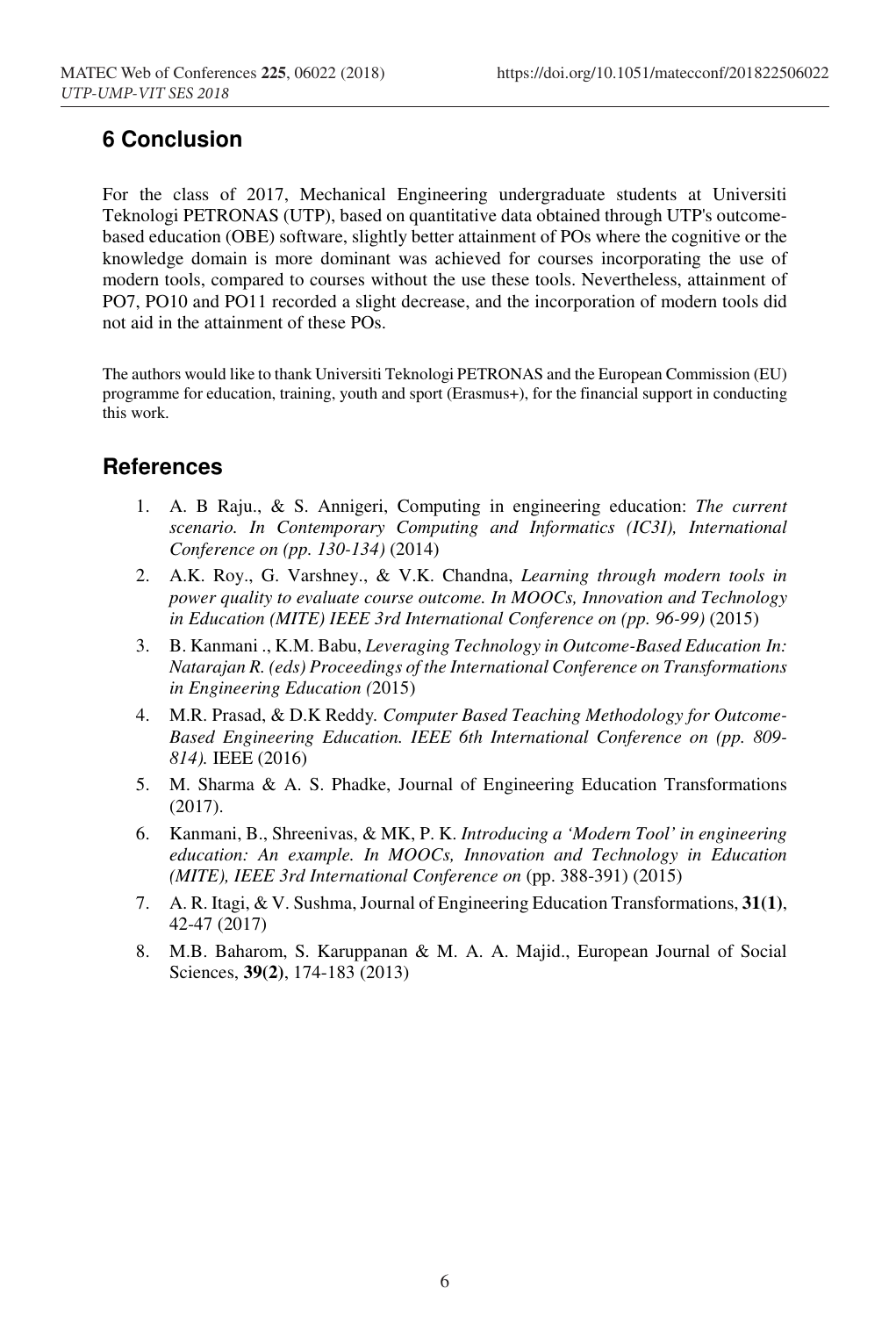## 6 Conclusion

For the class of 2017, Mechanical Engineering undergraduate students at Universiti Teknologi PETRONAS (UTP), based on quantitative data obtained through UTP's outcome-based education (OBE) software, slightly better attainment of POs where the cognitive or the knowledge domain is more dominant was achieved for courses incorporating the use of modern tools, compared to courses without the use these tools. Nevertheless, attainment of PO7, PO10 and PO11 recorded a slight decrease, and the incorporation of modern tools did not aid in the attainment of these POs.

The authors would like to thank Universiti Teknologi PETRONAS and the European Commission (EU) programme for education, training, youth and sport (Erasmus+), for the financial support in conducting this work.

## References

1. A. B Raju., & S. Annigeri, Computing in engineering education: *The current scenario. In Contemporary Computing and Informatics (IC3I), International Conference on (pp. 130-134)* (2014)
2. A.K. Roy., G. Varshney., & V.K. Chandna, *Learning through modern tools in power quality to evaluate course outcome. In MOOCs, Innovation and Technology in Education (MITE) IEEE 3rd International Conference on (pp. 96-99)* (2015)
3. B. Kanmani ., K.M. Babu, *Leveraging Technology in Outcome-Based Education In: Natarajan R. (eds) Proceedings of the International Conference on Transformations in Engineering Education (*2015)
4. M.R. Prasad, & D.K Reddy. *Computer Based Teaching Methodology for Outcome-Based Engineering Education. IEEE 6th International Conference on (pp. 809-814).* IEEE (2016)
5. M. Sharma & A. S. Phadke, Journal of Engineering Education Transformations (2017).
6. Kanmani, B., Shreenivas, & MK, P. K. *Introducing a 'Modern Tool' in engineering education: An example. In MOOCs, Innovation and Technology in Education (MITE), IEEE 3rd International Conference on* (pp. 388-391) (2015)
7. A. R. Itagi, & V. Sushma, Journal of Engineering Education Transformations, **31(1)**, 42-47 (2017)
8. M.B. Baharom, S. Karuppanan & M. A. A. Majid., European Journal of Social Sciences, **39(2)**, 174-183 (2013)